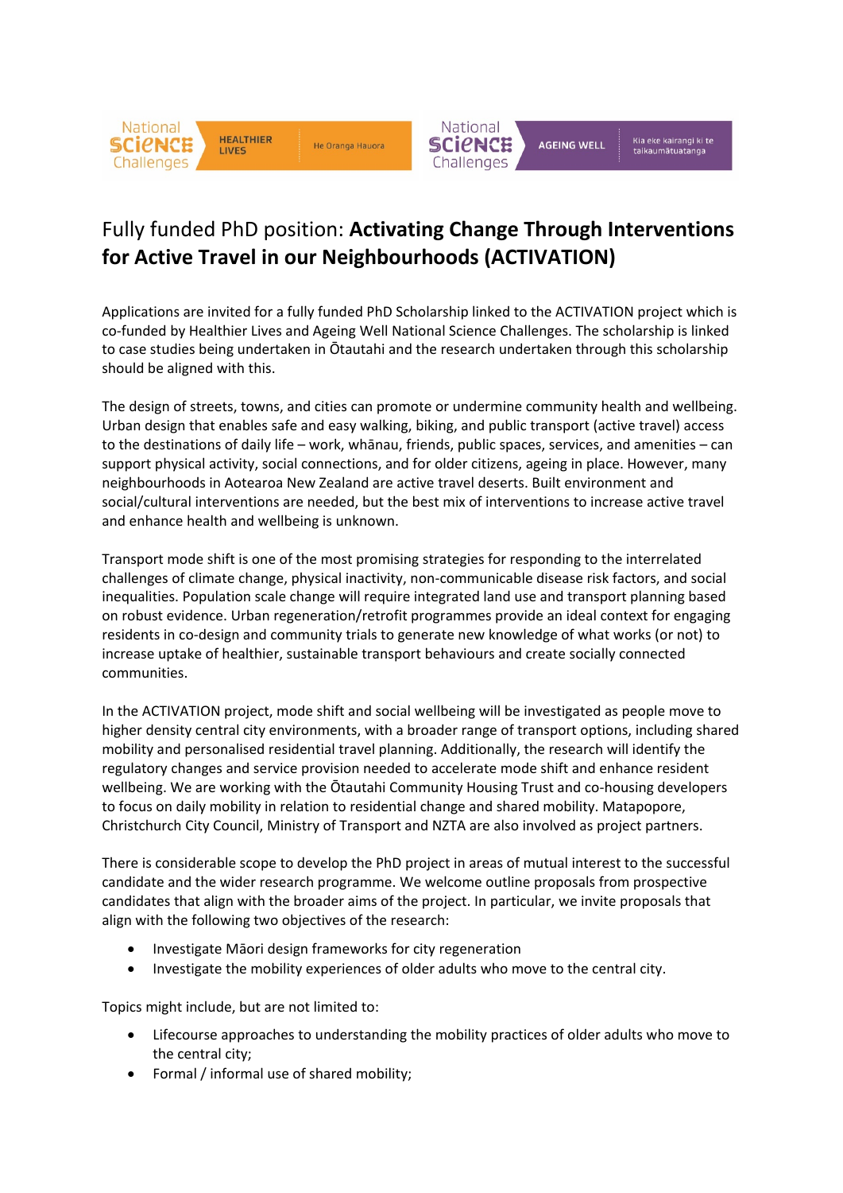National Science Challenges HEALTHIER LIVES He Oranga Hauora

National Science Challenges AGEING WELL Kia eke kairangi ki te taikaumātuatanga

# Fully funded PhD position: **Activating Change Through Interventions for Active Travel in our Neighbourhoods (ACTIVATION)**

Applications are invited for a fully funded PhD Scholarship linked to the ACTIVATION project which is co-funded by Healthier Lives and Ageing Well National Science Challenges. The scholarship is linked to case studies being undertaken in Ōtautahi and the research undertaken through this scholarship should be aligned with this.

The design of streets, towns, and cities can promote or undermine community health and wellbeing. Urban design that enables safe and easy walking, biking, and public transport (active travel) access to the destinations of daily life – work, whānau, friends, public spaces, services, and amenities – can support physical activity, social connections, and for older citizens, ageing in place. However, many neighbourhoods in Aotearoa New Zealand are active travel deserts. Built environment and social/cultural interventions are needed, but the best mix of interventions to increase active travel and enhance health and wellbeing is unknown.

Transport mode shift is one of the most promising strategies for responding to the interrelated challenges of climate change, physical inactivity, non-communicable disease risk factors, and social inequalities. Population scale change will require integrated land use and transport planning based on robust evidence. Urban regeneration/retrofit programmes provide an ideal context for engaging residents in co-design and community trials to generate new knowledge of what works (or not) to increase uptake of healthier, sustainable transport behaviours and create socially connected communities.

In the ACTIVATION project, mode shift and social wellbeing will be investigated as people move to higher density central city environments, with a broader range of transport options, including shared mobility and personalised residential travel planning. Additionally, the research will identify the regulatory changes and service provision needed to accelerate mode shift and enhance resident wellbeing. We are working with the Ōtautahi Community Housing Trust and co-housing developers to focus on daily mobility in relation to residential change and shared mobility. Matapopore, Christchurch City Council, Ministry of Transport and NZTA are also involved as project partners.

There is considerable scope to develop the PhD project in areas of mutual interest to the successful candidate and the wider research programme. We welcome outline proposals from prospective candidates that align with the broader aims of the project. In particular, we invite proposals that align with the following two objectives of the research:

- Investigate Māori design frameworks for city regeneration
- Investigate the mobility experiences of older adults who move to the central city.

Topics might include, but are not limited to:

- Lifecourse approaches to understanding the mobility practices of older adults who move to the central city;
- Formal / informal use of shared mobility;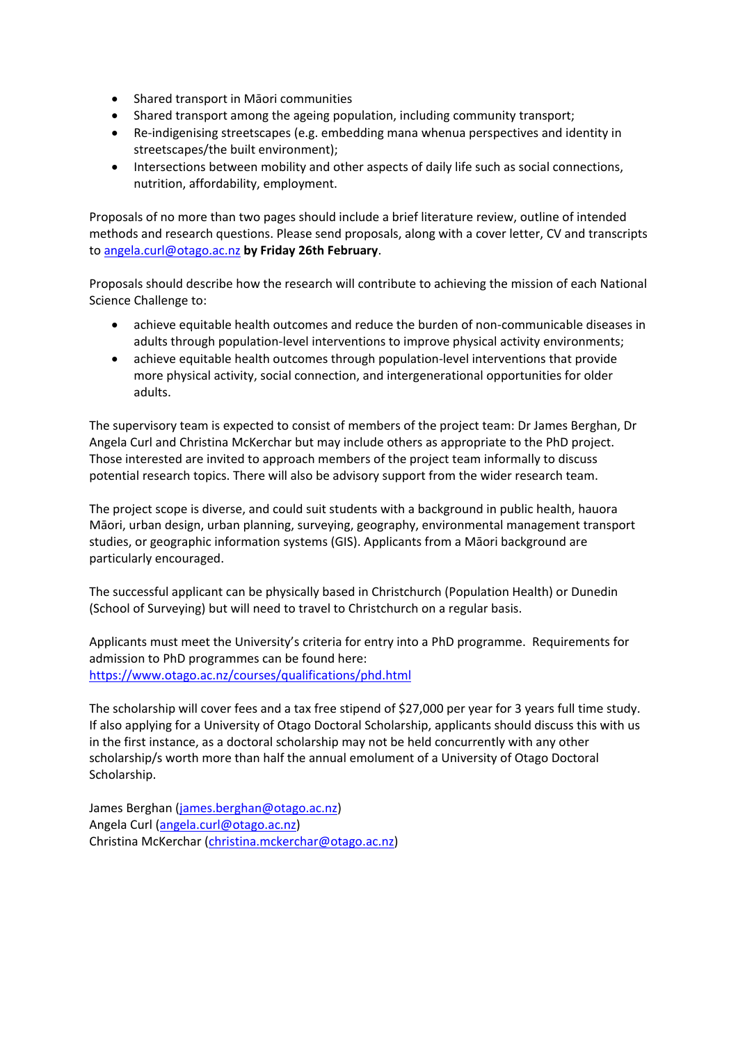- Shared transport in Māori communities
- Shared transport among the ageing population, including community transport;
- Re-indigenising streetscapes (e.g. embedding mana whenua perspectives and identity in streetscapes/the built environment);
- Intersections between mobility and other aspects of daily life such as social connections, nutrition, affordability, employment.

Proposals of no more than two pages should include a brief literature review, outline of intended methods and research questions. Please send proposals, along with a cover letter, CV and transcripts to angela.curl@otago.ac.nz **by Friday 26th February**.

Proposals should describe how the research will contribute to achieving the mission of each National Science Challenge to:

- achieve equitable health outcomes and reduce the burden of non-communicable diseases in adults through population-level interventions to improve physical activity environments;
- achieve equitable health outcomes through population-level interventions that provide more physical activity, social connection, and intergenerational opportunities for older adults.

The supervisory team is expected to consist of members of the project team: Dr James Berghan, Dr Angela Curl and Christina McKerchar but may include others as appropriate to the PhD project. Those interested are invited to approach members of the project team informally to discuss potential research topics. There will also be advisory support from the wider research team.

The project scope is diverse, and could suit students with a background in public health, hauora Māori, urban design, urban planning, surveying, geography, environmental management transport studies, or geographic information systems (GIS). Applicants from a Māori background are particularly encouraged.

The successful applicant can be physically based in Christchurch (Population Health) or Dunedin (School of Surveying) but will need to travel to Christchurch on a regular basis.

Applicants must meet the University's criteria for entry into a PhD programme. Requirements for admission to PhD programmes can be found here:
https://www.otago.ac.nz/courses/qualifications/phd.html

The scholarship will cover fees and a tax free stipend of $27,000 per year for 3 years full time study. If also applying for a University of Otago Doctoral Scholarship, applicants should discuss this with us in the first instance, as a doctoral scholarship may not be held concurrently with any other scholarship/s worth more than half the annual emolument of a University of Otago Doctoral Scholarship.

James Berghan (james.berghan@otago.ac.nz)
Angela Curl (angela.curl@otago.ac.nz)
Christina McKerchar (christina.mckerchar@otago.ac.nz)